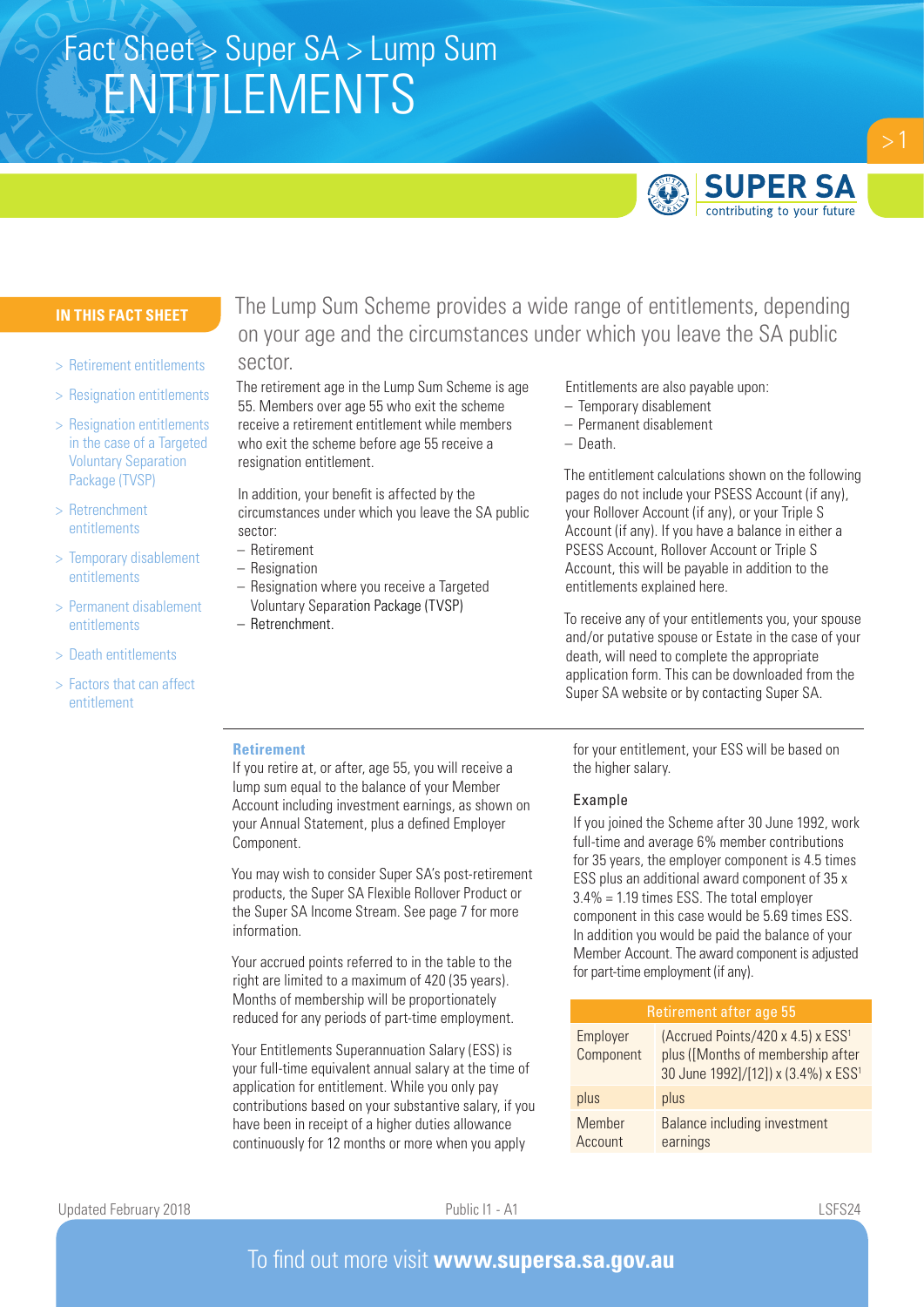# Fact Sheet > Super SA > Lump Sum ENTITLEMENTS

**IN THIS FACT SHEET**

- > Retirement entitlements
- > Resignation entitlements
- > Resignation entitlements in the case of a Targeted Voluntary Separation Package (TVSP)
- > Retrenchment entitlements
- > Temporary disablement entitlements
- > Permanent disablement entitlements
- > Death entitlements
- > Factors that can affect entitlement

The Lump Sum Scheme provides a wide range of entitlements, depending on your age and the circumstances under which you leave the SA public sector.

The retirement age in the Lump Sum Scheme is age 55. Members over age 55 who exit the scheme receive a retirement entitlement while members who exit the scheme before age 55 receive a resignation entitlement.

In addition, your benefit is affected by the circumstances under which you leave the SA public sector:

- Retirement
- Resignation
- Resignation where you receive a Targeted Voluntary Separation Package (TVSP)
- Retrenchment.

Entitlements are also payable upon:

- Temporary disablement
- Permanent disablement
- Death.

The entitlement calculations shown on the following pages do not include your PSESS Account (if any), your Rollover Account (if any), or your Triple S Account (if any). If you have a balance in either a PSESS Account, Rollover Account or Triple S Account, this will be payable in addition to the entitlements explained here.

To receive any of your entitlements you, your spouse and/or putative spouse or Estate in the case of your death, will need to complete the appropriate application form. This can be downloaded from the Super SA website or by contacting Super SA.

## Retirement

If you retire at, or after, age 55, you will receive a lump sum equal to the balance of your Member Account including investment earnings, as shown on your Annual Statement, plus a defined Employer Component.

You may wish to consider Super SA's post-retirement products, the Super SA Flexible Rollover Product or the Super SA Income Stream. See page 7 for more information.

Your accrued points referred to in the table to the right are limited to a maximum of 420 (35 years). Months of membership will be proportionately reduced for any periods of part-time employment.

Your Entitlements Superannuation Salary (ESS) is your full-time equivalent annual salary at the time of application for entitlement. While you only pay contributions based on your substantive salary, if you have been in receipt of a higher duties allowance continuously for 12 months or more when you apply for your entitlement, your ESS will be based on the higher salary.

### Example

If you joined the Scheme after 30 June 1992, work full-time and average 6% member contributions for 35 years, the employer component is 4.5 times ESS plus an additional award component of 35 x 3.4% = 1.19 times ESS. The total employer component in this case would be 5.69 times ESS. In addition you would be paid the balance of your Member Account. The award component is adjusted for part-time employment (if any).

| Retirement after age 55 | |
|---|---|
| Employer Component | (Accrued Points/420 x 4.5) x ESS[1] plus ([Months of membership after 30 June 1992]/[12]) x (3.4%) x ESS[1] |
| plus | plus |
| Member Account | Balance including investment earnings |

Updated February 2018 Public I1 - A1 LSFS24

To find out more visit **www.supersa.sa.gov.au**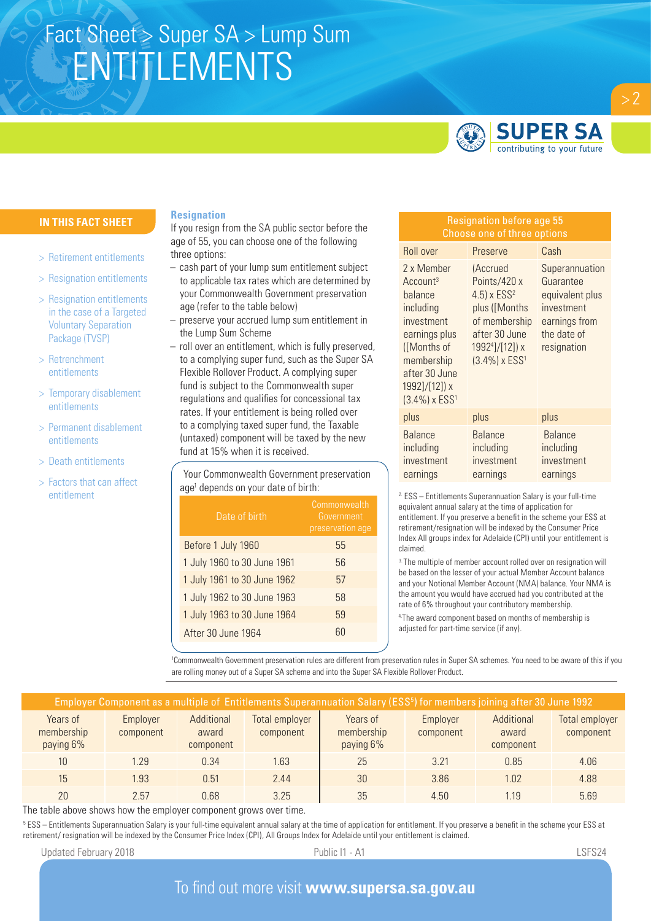# Fact Sheet > Super SA > Lump Sum ENTITLEMENTS

## IN THIS FACT SHEET

- > Retirement entitlements
- > Resignation entitlements
- > Resignation entitlements in the case of a Targeted Voluntary Separation Package (TVSP)
- > Retrenchment entitlements
- > Temporary disablement entitlements
- > Permanent disablement entitlements
- > Death entitlements
- > Factors that can affect entitlement

### Resignation

If you resign from the SA public sector before the age of 55, you can choose one of the following three options:

- cash part of your lump sum entitlement subject to applicable tax rates which are determined by your Commonwealth Government preservation age (refer to the table below)
- preserve your accrued lump sum entitlement in the Lump Sum Scheme
- roll over an entitlement, which is fully preserved, to a complying super fund, such as the Super SA Flexible Rollover Product. A complying super fund is subject to the Commonwealth super regulations and qualifies for concessional tax rates. If your entitlement is being rolled over to a complying taxed super fund, the Taxable (untaxed) component will be taxed by the new fund at 15% when it is received.

Your Commonwealth Government preservation age[1] depends on your date of birth:

| Date of birth | Commonwealth Government preservation age |
|---|---|
| Before 1 July 1960 | 55 |
| 1 July 1960 to 30 June 1961 | 56 |
| 1 July 1961 to 30 June 1962 | 57 |
| 1 July 1962 to 30 June 1963 | 58 |
| 1 July 1963 to 30 June 1964 | 59 |
| After 30 June 1964 | 60 |

[1]Commonwealth Government preservation rules are different from preservation rules in Super SA schemes. You need to be aware of this if you are rolling money out of a Super SA scheme and into the Super SA Flexible Rollover Product.

| Resignation before age 55 Choose one of three options | | |
|---|---|---|
| Roll over | Preserve | Cash |
| 2 x Member Account[3] balance including investment earnings plus ([Months of membership after 30 June 1992]/[12]) x (3.4%) x ESS[1] | (Accrued Points/420 x 4.5) x ESS[2] plus ([Months of membership after 30 June 1992[4]]/[12]) x (3.4%) x ESS[1] | Superannuation Guarantee equivalent plus investment earnings from the date of resignation |
| plus | plus | plus |
| Balance including investment earnings | Balance including investment earnings | Balance including investment earnings |

[2] ESS – Entitlements Superannuation Salary is your full-time equivalent annual salary at the time of application for entitlement. If you preserve a benefit in the scheme your ESS at retirement/resignation will be indexed by the Consumer Price Index All groups index for Adelaide (CPI) until your entitlement is claimed.

[3] The multiple of member account rolled over on resignation will be based on the lesser of your actual Member Account balance and your Notional Member Account (NMA) balance. Your NMA is the amount you would have accrued had you contributed at the rate of 6% throughout your contributory membership.

[4] The award component based on months of membership is adjusted for part-time service (if any).

| Employer Component as a multiple of Entitlements Superannuation Salary (ESS[5]) for members joining after 30 June 1992 | | | | | | | |
|---|---|---|---|---|---|---|---|
| Years of membership paying 6% | Employer component | Additional award component | Total employer component | Years of membership paying 6% | Employer component | Additional award component | Total employer component |
| 10 | 1.29 | 0.34 | 1.63 | 25 | 3.21 | 0.85 | 4.06 |
| 15 | 1.93 | 0.51 | 2.44 | 30 | 3.86 | 1.02 | 4.88 |
| 20 | 2.57 | 0.68 | 3.25 | 35 | 4.50 | 1.19 | 5.69 |

The table above shows how the employer component grows over time.

[5] ESS – Entitlements Superannuation Salary is your full-time equivalent annual salary at the time of application for entitlement. If you preserve a benefit in the scheme your ESS at retirement/ resignation will be indexed by the Consumer Price Index (CPI), All Groups Index for Adelaide until your entitlement is claimed.

Updated February 2018 Public I1 - A1 LSFS24

To find out more visit **www.supersa.sa.gov.au**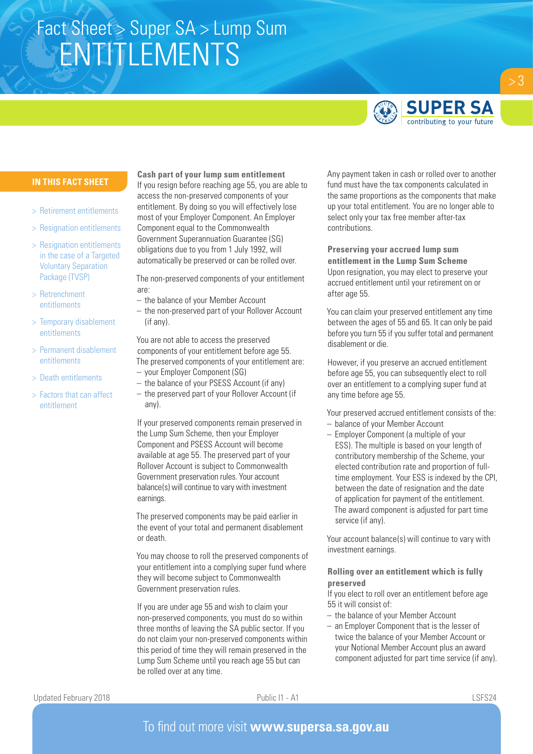# Fact Sheet > Super SA > Lump Sum ENTITLEMENTS

**IN THIS FACT SHEET**

- > Retirement entitlements
- > Resignation entitlements
- > Resignation entitlements in the case of a Targeted Voluntary Separation Package (TVSP)
- > Retrenchment entitlements
- > Temporary disablement entitlements
- > Permanent disablement entitlements
- > Death entitlements
- > Factors that can affect entitlement

### Cash part of your lump sum entitlement

If you resign before reaching age 55, you are able to access the non-preserved components of your entitlement. By doing so you will effectively lose most of your Employer Component. An Employer Component equal to the Commonwealth Government Superannuation Guarantee (SG) obligations due to you from 1 July 1992, will automatically be preserved or can be rolled over.

The non-preserved components of your entitlement are:

- the balance of your Member Account
- the non-preserved part of your Rollover Account (if any).

You are not able to access the preserved components of your entitlement before age 55. The preserved components of your entitlement are:

- your Employer Component (SG)
- the balance of your PSESS Account (if any)
- the preserved part of your Rollover Account (if any).

If your preserved components remain preserved in the Lump Sum Scheme, then your Employer Component and PSESS Account will become available at age 55. The preserved part of your Rollover Account is subject to Commonwealth Government preservation rules. Your account balance(s) will continue to vary with investment earnings.

The preserved components may be paid earlier in the event of your total and permanent disablement or death.

You may choose to roll the preserved components of your entitlement into a complying super fund where they will become subject to Commonwealth Government preservation rules.

If you are under age 55 and wish to claim your non-preserved components, you must do so within three months of leaving the SA public sector. If you do not claim your non-preserved components within this period of time they will remain preserved in the Lump Sum Scheme until you reach age 55 but can be rolled over at any time.

Any payment taken in cash or rolled over to another fund must have the tax components calculated in the same proportions as the components that make up your total entitlement. You are no longer able to select only your tax free member after-tax contributions.

### Preserving your accrued lump sum entitlement in the Lump Sum Scheme

Upon resignation, you may elect to preserve your accrued entitlement until your retirement on or after age 55.

You can claim your preserved entitlement any time between the ages of 55 and 65. It can only be paid before you turn 55 if you suffer total and permanent disablement or die.

However, if you preserve an accrued entitlement before age 55, you can subsequently elect to roll over an entitlement to a complying super fund at any time before age 55.

Your preserved accrued entitlement consists of the:

- balance of your Member Account
- Employer Component (a multiple of your ESS). The multiple is based on your length of contributory membership of the Scheme, your elected contribution rate and proportion of full-time employment. Your ESS is indexed by the CPI, between the date of resignation and the date of application for payment of the entitlement. The award component is adjusted for part time service (if any).

Your account balance(s) will continue to vary with investment earnings.

### Rolling over an entitlement which is fully preserved

If you elect to roll over an entitlement before age 55 it will consist of:

- the balance of your Member Account
- an Employer Component that is the lesser of twice the balance of your Member Account or your Notional Member Account plus an award component adjusted for part time service (if any).

Updated February 2018 | Public I1 - A1 | LSFS24

To find out more visit **www.supersa.sa.gov.au**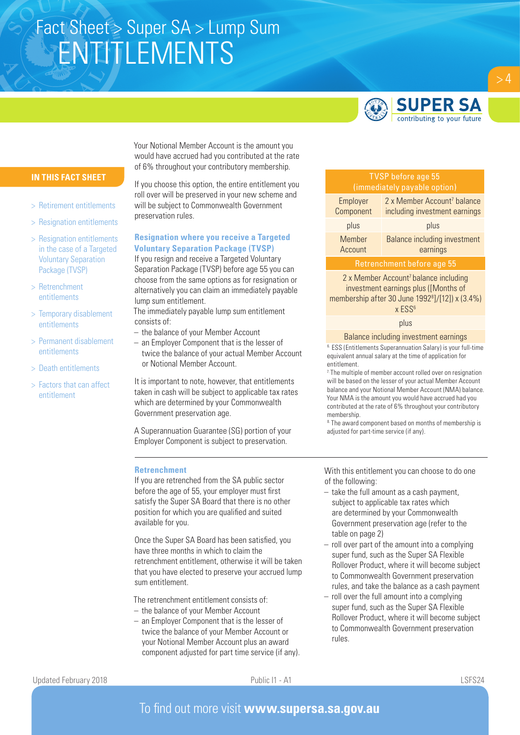# Fact Sheet > Super SA > Lump Sum ENTITLEMENTS

## IN THIS FACT SHEET

- > Retirement entitlements
- > Resignation entitlements
- > Resignation entitlements in the case of a Targeted Voluntary Separation Package (TVSP)
- > Retrenchment entitlements
- > Temporary disablement entitlements
- > Permanent disablement entitlements
- > Death entitlements
- > Factors that can affect entitlement

Your Notional Member Account is the amount you would have accrued had you contributed at the rate of 6% throughout your contributory membership.

If you choose this option, the entire entitlement you roll over will be preserved in your new scheme and will be subject to Commonwealth Government preservation rules.

### Resignation where you receive a Targeted Voluntary Separation Package (TVSP)

If you resign and receive a Targeted Voluntary Separation Package (TVSP) before age 55 you can choose from the same options as for resignation or alternatively you can claim an immediately payable lump sum entitlement.

The immediately payable lump sum entitlement consists of:

- the balance of your Member Account
- an Employer Component that is the lesser of twice the balance of your actual Member Account or Notional Member Account.

It is important to note, however, that entitlements taken in cash will be subject to applicable tax rates which are determined by your Commonwealth Government preservation age.

A Superannuation Guarantee (SG) portion of your Employer Component is subject to preservation.

| TVSP before age 55 (immediately payable option) | |
|---|---|
| Employer Component | 2 x Member Account[7] balance including investment earnings |
| plus | plus |
| Member Account | Balance including investment earnings |
| **Retrenchment before age 55** | |
| 2 x Member Account[7] balance including investment earnings plus ([Months of membership after 30 June 1992[8]]/[12]) x (3.4%) x ESS[6] | |
| plus | |
| Balance including investment earnings | |

[6] ESS (Entitlements Superannuation Salary) is your full-time equivalent annual salary at the time of application for entitlement.

[7] The multiple of member account rolled over on resignation will be based on the lesser of your actual Member Account balance and your Notional Member Account (NMA) balance. Your NMA is the amount you would have accrued had you contributed at the rate of 6% throughout your contributory membership.

[8] The award component based on months of membership is adjusted for part-time service (if any).

### Retrenchment

If you are retrenched from the SA public sector before the age of 55, your employer must first satisfy the Super SA Board that there is no other position for which you are qualified and suited available for you.

Once the Super SA Board has been satisfied, you have three months in which to claim the retrenchment entitlement, otherwise it will be taken that you have elected to preserve your accrued lump sum entitlement.

The retrenchment entitlement consists of:

- the balance of your Member Account
- an Employer Component that is the lesser of twice the balance of your Member Account or your Notional Member Account plus an award component adjusted for part time service (if any).

With this entitlement you can choose to do one of the following:

- take the full amount as a cash payment, subject to applicable tax rates which are determined by your Commonwealth Government preservation age (refer to the table on page 2)
- roll over part of the amount into a complying super fund, such as the Super SA Flexible Rollover Product, where it will become subject to Commonwealth Government preservation rules, and take the balance as a cash payment
- roll over the full amount into a complying super fund, such as the Super SA Flexible Rollover Product, where it will become subject to Commonwealth Government preservation rules.

Updated February 2018 Public I1 - A1 LSFS24

To find out more visit **www.supersa.sa.gov.au**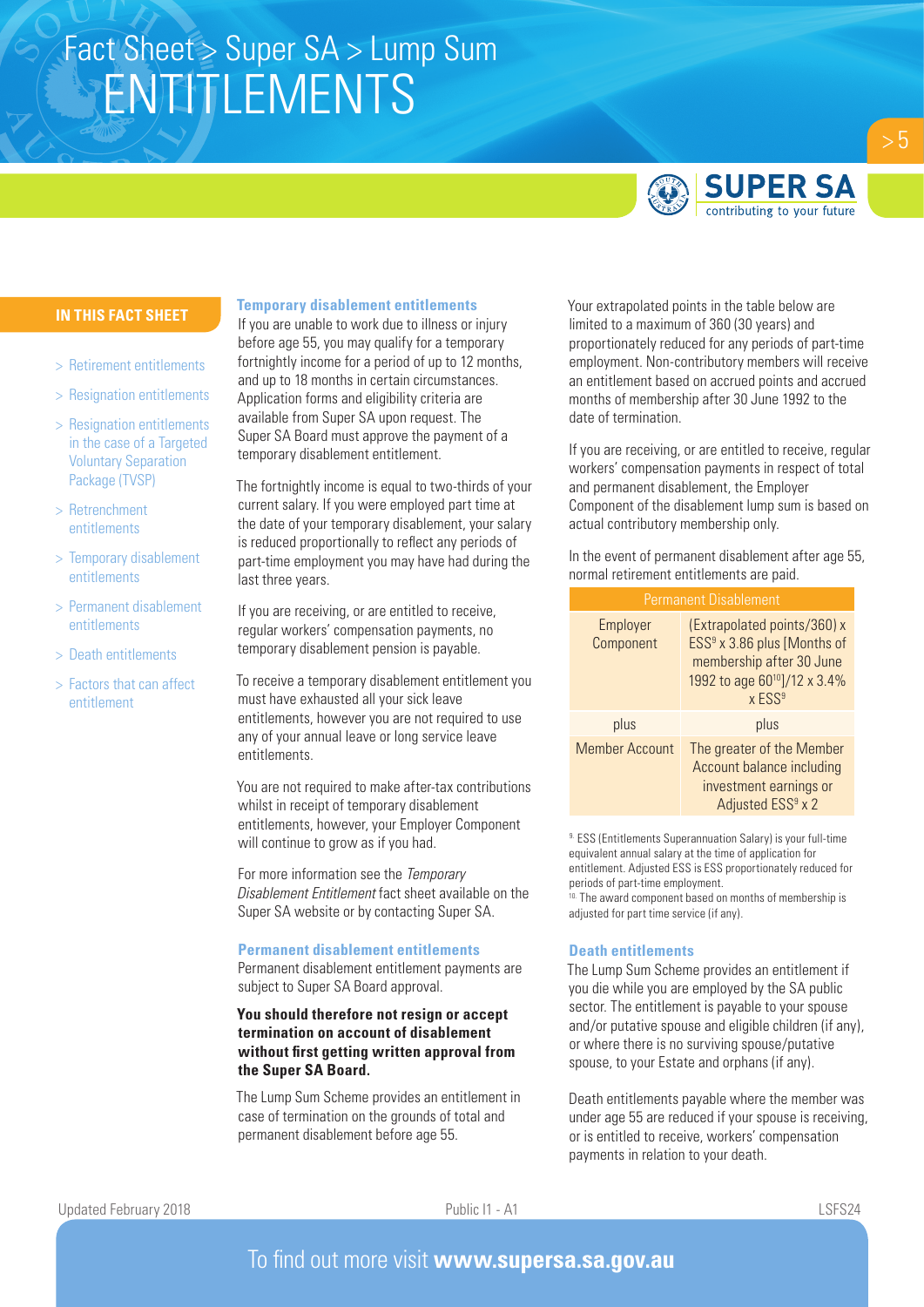# Fact Sheet > Super SA > Lump Sum ENTITLEMENTS

**IN THIS FACT SHEET**

- > Retirement entitlements
- > Resignation entitlements
- > Resignation entitlements in the case of a Targeted Voluntary Separation Package (TVSP)
- > Retrenchment entitlements
- > Temporary disablement entitlements
- > Permanent disablement entitlements
- > Death entitlements
- > Factors that can affect entitlement

### Temporary disablement entitlements

If you are unable to work due to illness or injury before age 55, you may qualify for a temporary fortnightly income for a period of up to 12 months, and up to 18 months in certain circumstances. Application forms and eligibility criteria are available from Super SA upon request. The Super SA Board must approve the payment of a temporary disablement entitlement.

The fortnightly income is equal to two-thirds of your current salary. If you were employed part time at the date of your temporary disablement, your salary is reduced proportionally to reflect any periods of part-time employment you may have had during the last three years.

If you are receiving, or are entitled to receive, regular workers' compensation payments, no temporary disablement pension is payable.

To receive a temporary disablement entitlement you must have exhausted all your sick leave entitlements, however you are not required to use any of your annual leave or long service leave entitlements.

You are not required to make after-tax contributions whilst in receipt of temporary disablement entitlements, however, your Employer Component will continue to grow as if you had.

For more information see the *Temporary Disablement Entitlement* fact sheet available on the Super SA website or by contacting Super SA.

### Permanent disablement entitlements

Permanent disablement entitlement payments are subject to Super SA Board approval.

**You should therefore not resign or accept termination on account of disablement without first getting written approval from the Super SA Board.**

The Lump Sum Scheme provides an entitlement in case of termination on the grounds of total and permanent disablement before age 55.

Your extrapolated points in the table below are limited to a maximum of 360 (30 years) and proportionately reduced for any periods of part-time employment. Non-contributory members will receive an entitlement based on accrued points and accrued months of membership after 30 June 1992 to the date of termination.

If you are receiving, or are entitled to receive, regular workers' compensation payments in respect of total and permanent disablement, the Employer Component of the disablement lump sum is based on actual contributory membership only.

In the event of permanent disablement after age 55, normal retirement entitlements are paid.

| Permanent Disablement | |
|---|---|
| Employer Component | (Extrapolated points/360) x ESS[9] x 3.86 plus [Months of membership after 30 June 1992 to age 60[10]]/12 x 3.4% x ESS[9] |
| plus | plus |
| Member Account | The greater of the Member Account balance including investment earnings or Adjusted ESS[9] x 2 |

[9] ESS (Entitlements Superannuation Salary) is your full-time equivalent annual salary at the time of application for entitlement. Adjusted ESS is ESS proportionately reduced for periods of part-time employment.
[10] The award component based on months of membership is adjusted for part time service (if any).

### Death entitlements

The Lump Sum Scheme provides an entitlement if you die while you are employed by the SA public sector. The entitlement is payable to your spouse and/or putative spouse and eligible children (if any), or where there is no surviving spouse/putative spouse, to your Estate and orphans (if any).

Death entitlements payable where the member was under age 55 are reduced if your spouse is receiving, or is entitled to receive, workers' compensation payments in relation to your death.

Updated February 2018 | Public I1 - A1 | LSFS24

To find out more visit **www.supersa.sa.gov.au**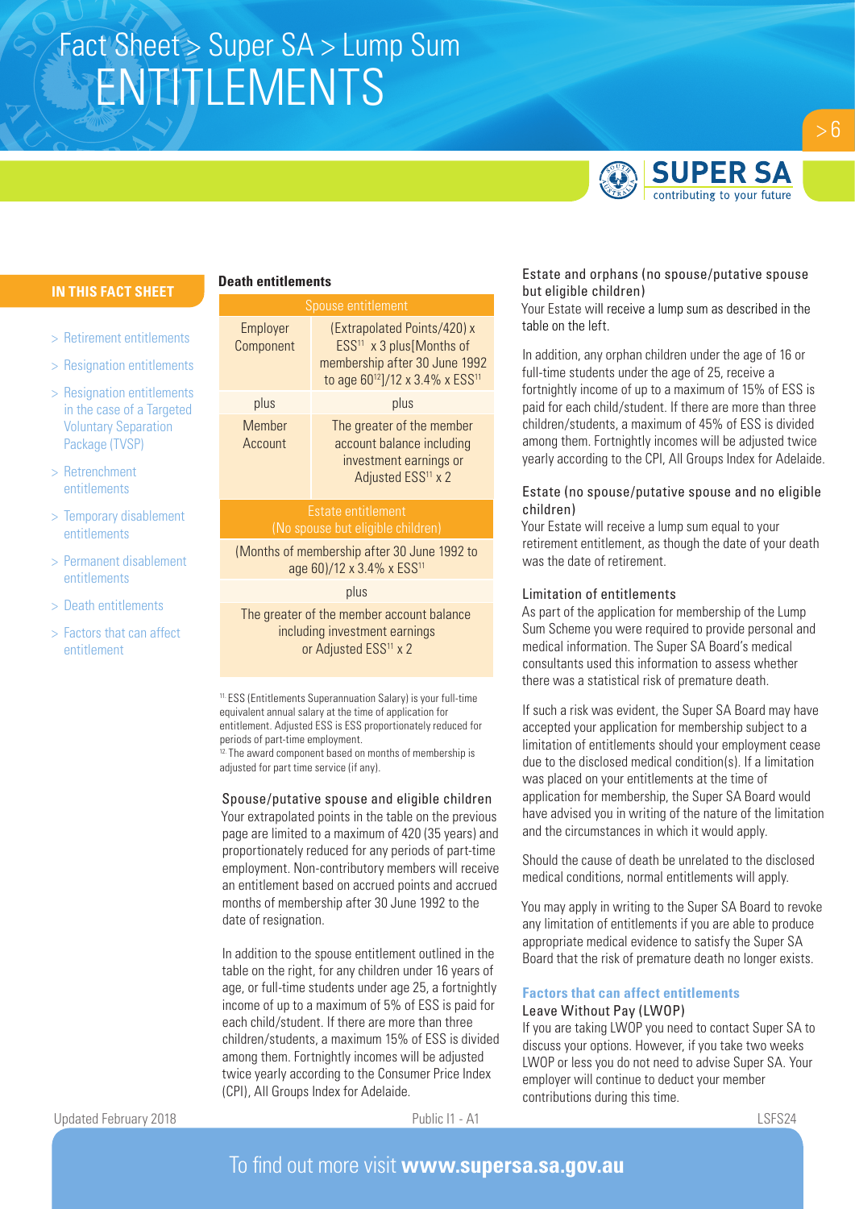## IN THIS FACT SHEET

- Retirement entitlements
- Resignation entitlements
- Resignation entitlements in the case of a Targeted Voluntary Separation Package (TVSP)
- Retrenchment entitlements
- Temporary disablement entitlements
- Permanent disablement entitlements
- Death entitlements
- Factors that can affect entitlement

**Death entitlements**

| Spouse entitlement | |
|---|---|
| Employer Component | (Extrapolated Points/420) x ESS[11] x 3 plus[Months of membership after 30 June 1992 to age 60[12]]/12 x 3.4% x ESS[11] |
| plus | plus |
| Member Account | The greater of the member account balance including investment earnings or Adjusted ESS[11] x 2 |

| Estate entitlement (No spouse but eligible children) |
|---|
| (Months of membership after 30 June 1992 to age 60)/12 x 3.4% x ESS[11] |
| plus |
| The greater of the member account balance including investment earnings or Adjusted ESS[11] x 2 |

[11] ESS (Entitlements Superannuation Salary) is your full-time equivalent annual salary at the time of application for entitlement. Adjusted ESS is ESS proportionately reduced for periods of part-time employment.
[12] The award component based on months of membership is adjusted for part time service (if any).

### Spouse/putative spouse and eligible children

Your extrapolated points in the table on the previous page are limited to a maximum of 420 (35 years) and proportionately reduced for any periods of part-time employment. Non-contributory members will receive an entitlement based on accrued points and accrued months of membership after 30 June 1992 to the date of resignation.

In addition to the spouse entitlement outlined in the table on the right, for any children under 16 years of age, or full-time students under age 25, a fortnightly income of up to a maximum of 5% of ESS is paid for each child/student. If there are more than three children/students, a maximum 15% of ESS is divided among them. Fortnightly incomes will be adjusted twice yearly according to the Consumer Price Index (CPI), All Groups Index for Adelaide.

### Estate and orphans (no spouse/putative spouse but eligible children)

Your Estate will receive a lump sum as described in the table on the left.

In addition, any orphan children under the age of 16 or full-time students under the age of 25, receive a fortnightly income of up to a maximum of 15% of ESS is paid for each child/student. If there are more than three children/students, a maximum of 45% of ESS is divided among them. Fortnightly incomes will be adjusted twice yearly according to the CPI, All Groups Index for Adelaide.

### Estate (no spouse/putative spouse and no eligible children)

Your Estate will receive a lump sum equal to your retirement entitlement, as though the date of your death was the date of retirement.

### Limitation of entitlements

As part of the application for membership of the Lump Sum Scheme you were required to provide personal and medical information. The Super SA Board's medical consultants used this information to assess whether there was a statistical risk of premature death.

If such a risk was evident, the Super SA Board may have accepted your application for membership subject to a limitation of entitlements should your employment cease due to the disclosed medical condition(s). If a limitation was placed on your entitlements at the time of application for membership, the Super SA Board would have advised you in writing of the nature of the limitation and the circumstances in which it would apply.

Should the cause of death be unrelated to the disclosed medical conditions, normal entitlements will apply.

You may apply in writing to the Super SA Board to revoke any limitation of entitlements if you are able to produce appropriate medical evidence to satisfy the Super SA Board that the risk of premature death no longer exists.

## Factors that can affect entitlements

### Leave Without Pay (LWOP)

If you are taking LWOP you need to contact Super SA to discuss your options. However, if you take two weeks LWOP or less you do not need to advise Super SA. Your employer will continue to deduct your member contributions during this time.

Updated February 2018 Public I1 - A1 LSFS24

To find out more visit **www.supersa.sa.gov.au**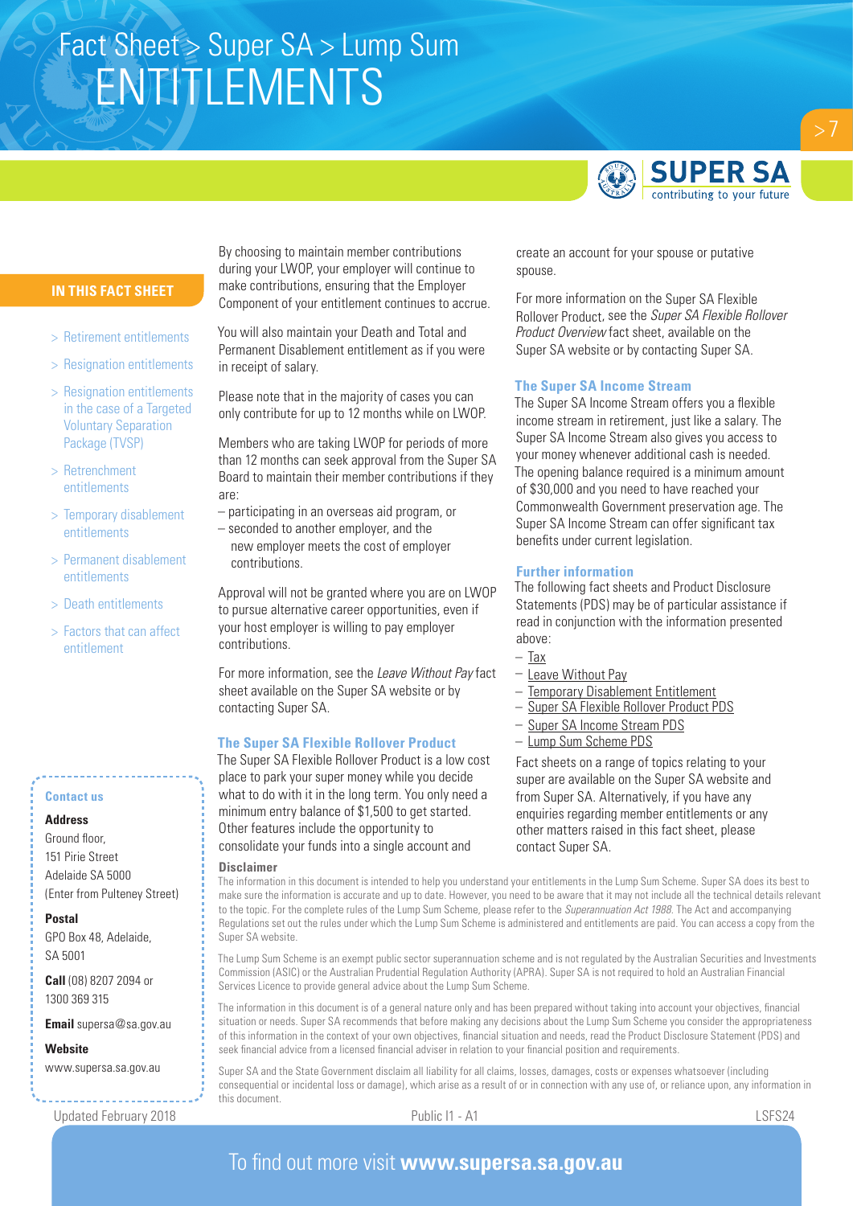By choosing to maintain member contributions during your LWOP, your employer will continue to make contributions, ensuring that the Employer Component of your entitlement continues to accrue.

You will also maintain your Death and Total and Permanent Disablement entitlement as if you were in receipt of salary.

Please note that in the majority of cases you can only contribute for up to 12 months while on LWOP.

Members who are taking LWOP for periods of more than 12 months can seek approval from the Super SA Board to maintain their member contributions if they are:

- participating in an overseas aid program, or
- seconded to another employer, and the new employer meets the cost of employer contributions.

Approval will not be granted where you are on LWOP to pursue alternative career opportunities, even if your host employer is willing to pay employer contributions.

For more information, see the *Leave Without Pay* fact sheet available on the Super SA website or by contacting Super SA.

### The Super SA Flexible Rollover Product

The Super SA Flexible Rollover Product is a low cost place to park your super money while you decide what to do with it in the long term. You only need a minimum entry balance of $1,500 to get started. Other features include the opportunity to consolidate your funds into a single account and create an account for your spouse or putative spouse.

For more information on the Super SA Flexible Rollover Product, see the *Super SA Flexible Rollover Product Overview* fact sheet, available on the Super SA website or by contacting Super SA.

### The Super SA Income Stream

The Super SA Income Stream offers you a flexible income stream in retirement, just like a salary. The Super SA Income Stream also gives you access to your money whenever additional cash is needed. The opening balance required is a minimum amount of $30,000 and you need to have reached your Commonwealth Government preservation age. The Super SA Income Stream can offer significant tax benefits under current legislation.

### Further information

The following fact sheets and Product Disclosure Statements (PDS) may be of particular assistance if read in conjunction with the information presented above:

- Tax
- Leave Without Pay
- Temporary Disablement Entitlement
- Super SA Flexible Rollover Product PDS
- Super SA Income Stream PDS
- Lump Sum Scheme PDS

Fact sheets on a range of topics relating to your super are available on the Super SA website and from Super SA. Alternatively, if you have any enquiries regarding member entitlements or any other matters raised in this fact sheet, please contact Super SA.

**Disclaimer**

The information in this document is intended to help you understand your entitlements in the Lump Sum Scheme. Super SA does its best to make sure the information is accurate and up to date. However, you need to be aware that it may not include all the technical details relevant to the topic. For the complete rules of the Lump Sum Scheme, please refer to the *Superannuation Act 1988*. The Act and accompanying Regulations set out the rules under which the Lump Sum Scheme is administered and entitlements are paid. You can access a copy from the Super SA website.

The Lump Sum Scheme is an exempt public sector superannuation scheme and is not regulated by the Australian Securities and Investments Commission (ASIC) or the Australian Prudential Regulation Authority (APRA). Super SA is not required to hold an Australian Financial Services Licence to provide general advice about the Lump Sum Scheme.

The information in this document is of a general nature only and has been prepared without taking into account your objectives, financial situation or needs. Super SA recommends that before making any decisions about the Lump Sum Scheme you consider the appropriateness of this information in the context of your own objectives, financial situation and needs, read the Product Disclosure Statement (PDS) and seek financial advice from a licensed financial adviser in relation to your financial position and requirements.

Super SA and the State Government disclaim all liability for all claims, losses, damages, costs or expenses whatsoever (including consequential or incidental loss or damage), which arise as a result of or in connection with any use of, or reliance upon, any information in this document.

**Contact us**

**Address**
Ground floor,
151 Pirie Street
Adelaide SA 5000
(Enter from Pulteney Street)

**Postal**
GPO Box 48, Adelaide,
SA 5001

**Call** (08) 8207 2094 or
1300 369 315

**Email** supersa@sa.gov.au

**Website**
www.supersa.sa.gov.au

Updated February 2018 Public I1 - A1 LSFS24

To find out more visit **www.supersa.sa.gov.au**